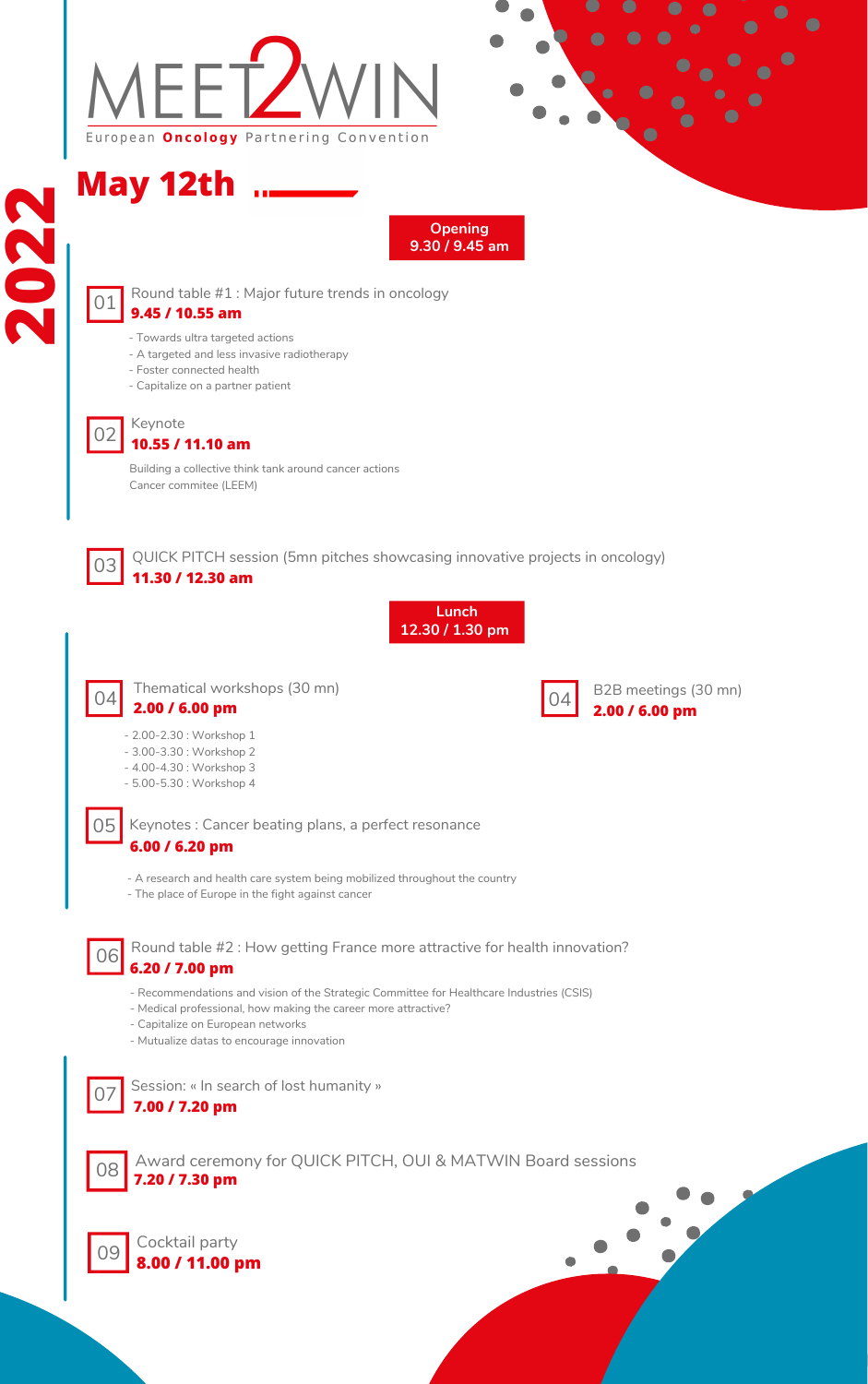# MEET2WIN

European **Oncology** Partnering Convention

# 2022

## May 12th

**Opening**
**9.30 / 9.45 am**

**01** Round table #1 : Major future trends in oncology
**9.45 / 10.55 am**

- Towards ultra targeted actions
- A targeted and less invasive radiotherapy
- Foster connected health
- Capitalize on a partner patient

**02** Keynote
**10.55 / 11.10 am**

Building a collective think tank around cancer actions
Cancer commitee (LEEM)

**03** QUICK PITCH session (5mn pitches showcasing innovative projects in oncology)
**11.30 / 12.30 am**

**Lunch**
**12.30 / 1.30 pm**

**04** Thematical workshops (30 mn)
**2.00 / 6.00 pm**

- 2.00-2.30 : Workshop 1
- 3.00-3.30 : Workshop 2
- 4.00-4.30 : Workshop 3
- 5.00-5.30 : Workshop 4

**04** B2B meetings (30 mn)
**2.00 / 6.00 pm**

**05** Keynotes : Cancer beating plans, a perfect resonance
**6.00 / 6.20 pm**

- A research and health care system being mobilized throughout the country
- The place of Europe in the fight against cancer

**06** Round table #2 : How getting France more attractive for health innovation?
**6.20 / 7.00 pm**

- Recommendations and vision of the Strategic Committee for Healthcare Industries (CSIS)
- Medical professional, how making the career more attractive?
- Capitalize on European networks
- Mutualize datas to encourage innovation

**07** Session: « In search of lost humanity »
**7.00 / 7.20 pm**

**08** Award ceremony for QUICK PITCH, OUI & MATWIN Board sessions
**7.20 / 7.30 pm**

**09** Cocktail party
**8.00 / 11.00 pm**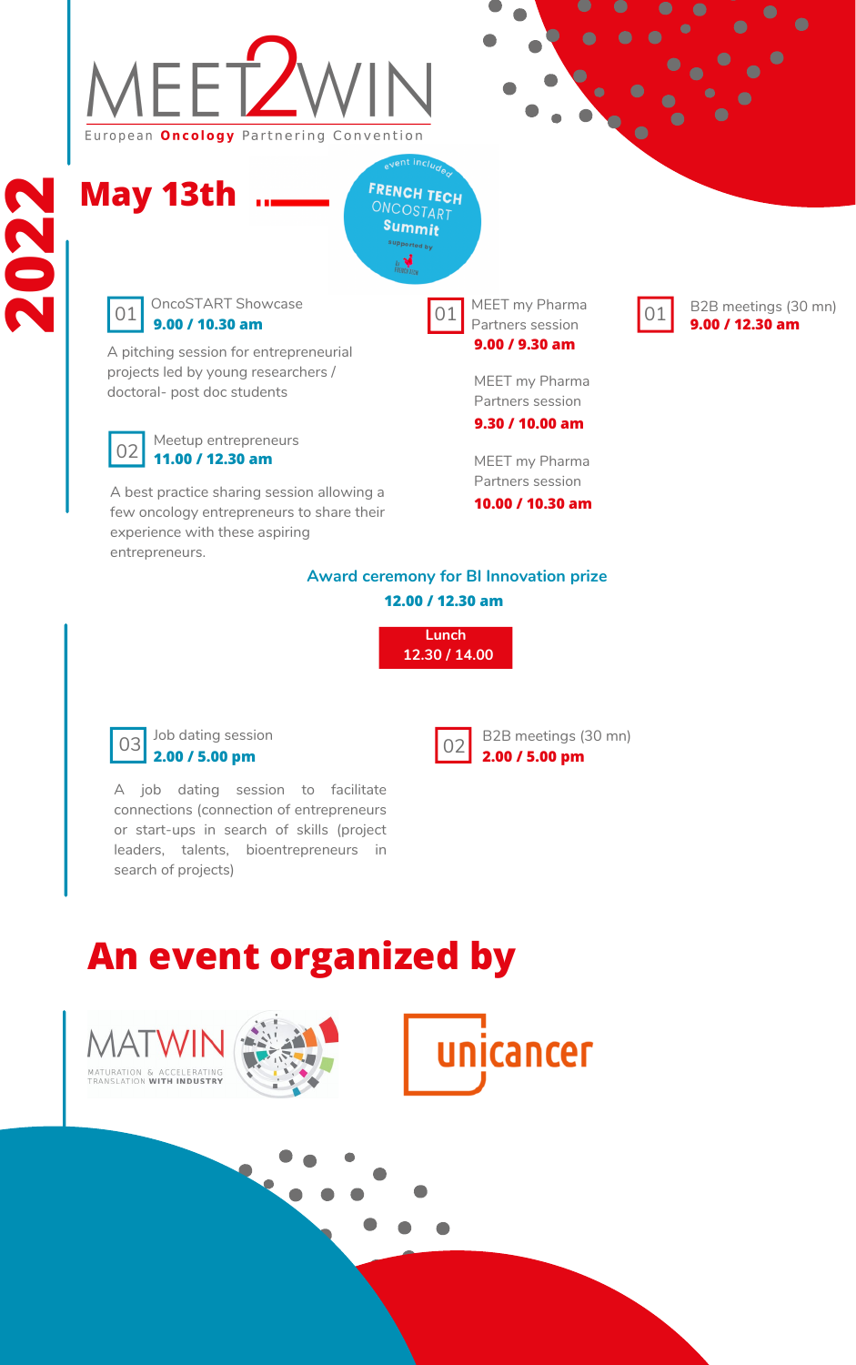# MEET2WIN

European **Oncology** Partnering Convention

**2022**

## May 13th

event included **FRENCH TECH** ONCOSTART **Summit** supported by

01 OncoSTART Showcase
**9.00 / 10.30 am**

A pitching session for entrepreneurial projects led by young researchers / doctoral- post doc students

02 Meetup entrepreneurs
**11.00 / 12.30 am**

A best practice sharing session allowing a few oncology entrepreneurs to share their experience with these aspiring entrepreneurs.

01 MEET my Pharma Partners session
**9.00 / 9.30 am**

MEET my Pharma Partners session
**9.30 / 10.00 am**

MEET my Pharma Partners session
**10.00 / 10.30 am**

01 B2B meetings (30 mn)
**9.00 / 12.30 am**

Award ceremony for BI Innovation prize
**12.00 / 12.30 am**

**Lunch**
**12.30 / 14.00**

03 Job dating session
**2.00 / 5.00 pm**

A job dating session to facilitate connections (connection of entrepreneurs or start-ups in search of skills (project leaders, talents, bioentrepreneurs in search of projects)

02 B2B meetings (30 mn)
**2.00 / 5.00 pm**

## An event organized by

MATWIN
MATURATION & ACCELERATING TRANSLATION **WITH INDUSTRY**

unicancer